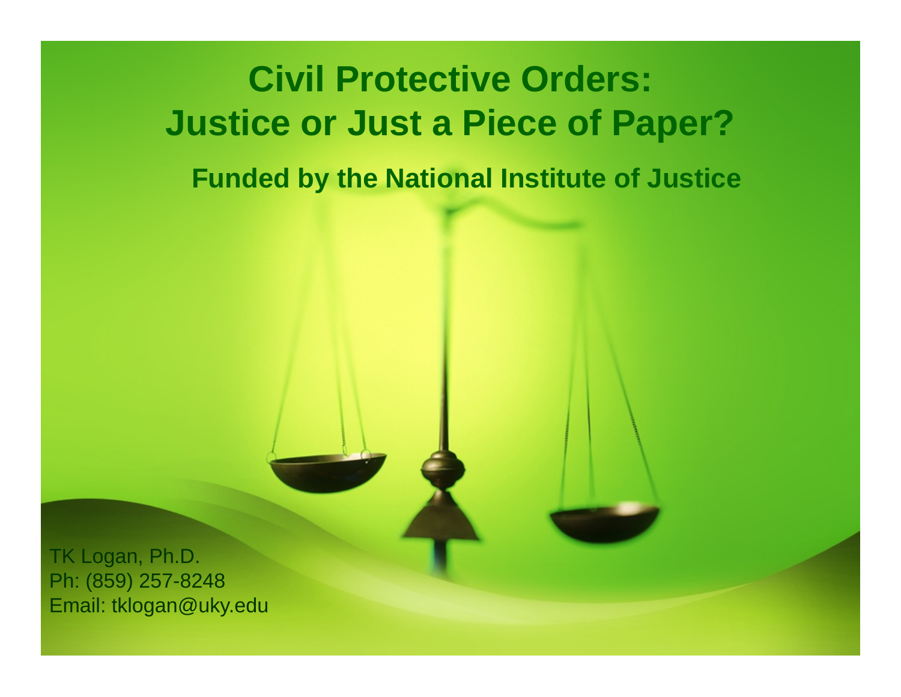# Civil Protective Orders: Justice or Just a Piece of Paper?

**Funded by the National Institute of Justice**

TK Logan, Ph.D.
Ph: (859) 257-8248
Email: tklogan@uky.edu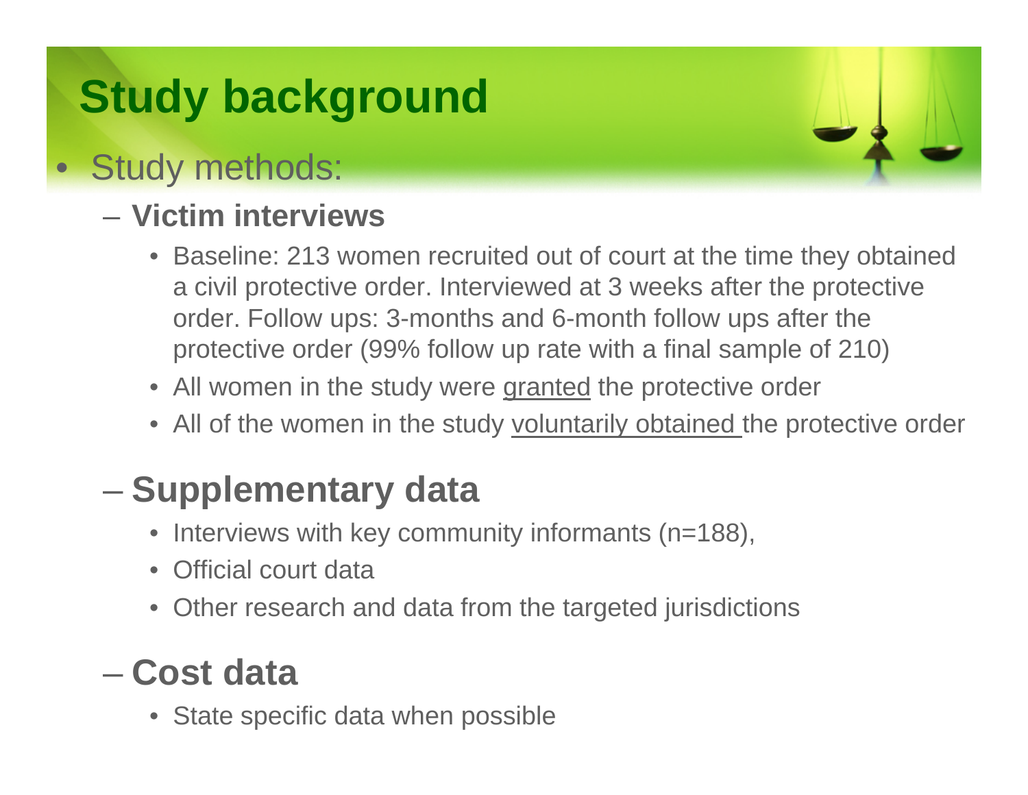# Study background

- Study methods:
  - **Victim interviews**
    - Baseline: 213 women recruited out of court at the time they obtained a civil protective order. Interviewed at 3 weeks after the protective order. Follow ups: 3-months and 6-month follow ups after the protective order (99% follow up rate with a final sample of 210)
    - All women in the study were <u>granted</u> the protective order
    - All of the women in the study <u>voluntarily obtained</u> the protective order
  - **Supplementary data**
    - Interviews with key community informants (n=188),
    - Official court data
    - Other research and data from the targeted jurisdictions
  - **Cost data**
    - State specific data when possible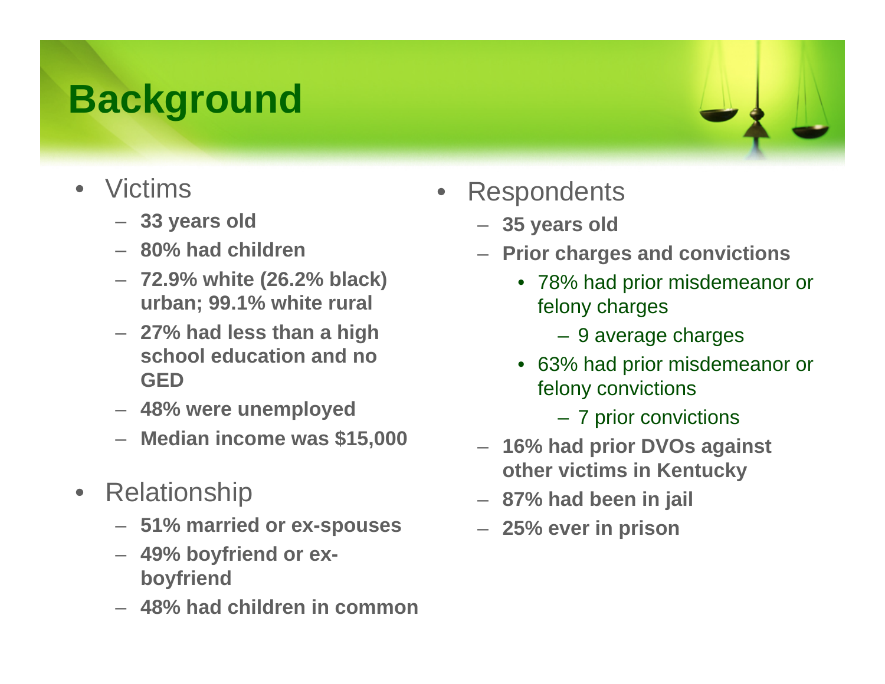# Background

- Victims
  - **33 years old**
  - **80% had children**
  - **72.9% white (26.2% black) urban; 99.1% white rural**
  - **27% had less than a high school education and no GED**
  - **48% were unemployed**
  - **Median income was $15,000**

- Relationship
  - **51% married or ex-spouses**
  - **49% boyfriend or ex-boyfriend**
  - **48% had children in common**

- Respondents
  - **35 years old**
  - **Prior charges and convictions**
    - 78% had prior misdemeanor or felony charges
      - 9 average charges
    - 63% had prior misdemeanor or felony convictions
      - 7 prior convictions
  - **16% had prior DVOs against other victims in Kentucky**
  - **87% had been in jail**
  - **25% ever in prison**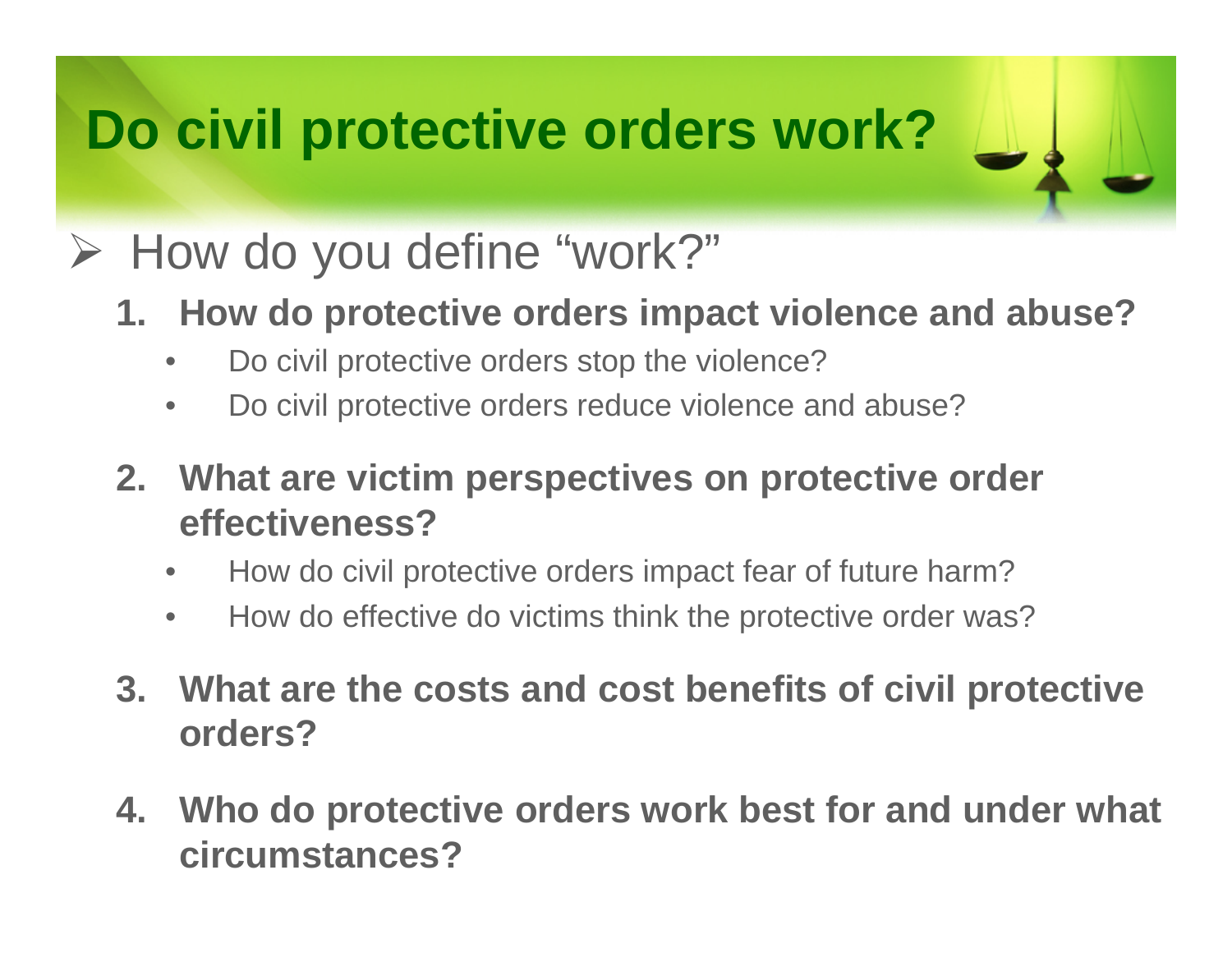# Do civil protective orders work?

- How do you define "work?"

  1. **How do protective orders impact violence and abuse?**
     - Do civil protective orders stop the violence?
     - Do civil protective orders reduce violence and abuse?

  2. **What are victim perspectives on protective order effectiveness?**
     - How do civil protective orders impact fear of future harm?
     - How do effective do victims think the protective order was?

  3. **What are the costs and cost benefits of civil protective orders?**

  4. **Who do protective orders work best for and under what circumstances?**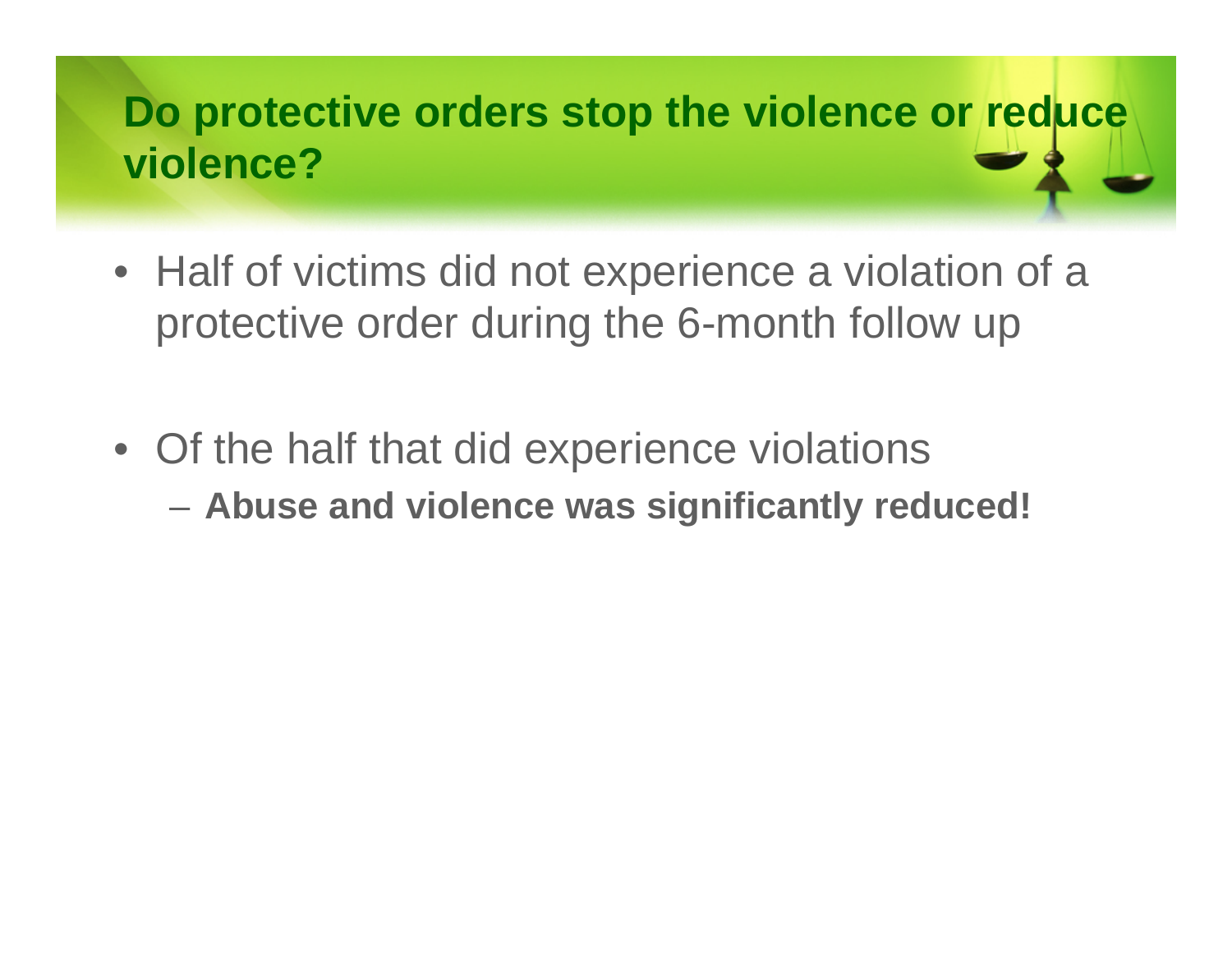## Do protective orders stop the violence or reduce violence?

- Half of victims did not experience a violation of a protective order during the 6-month follow up

- Of the half that did experience violations
  - **Abuse and violence was significantly reduced!**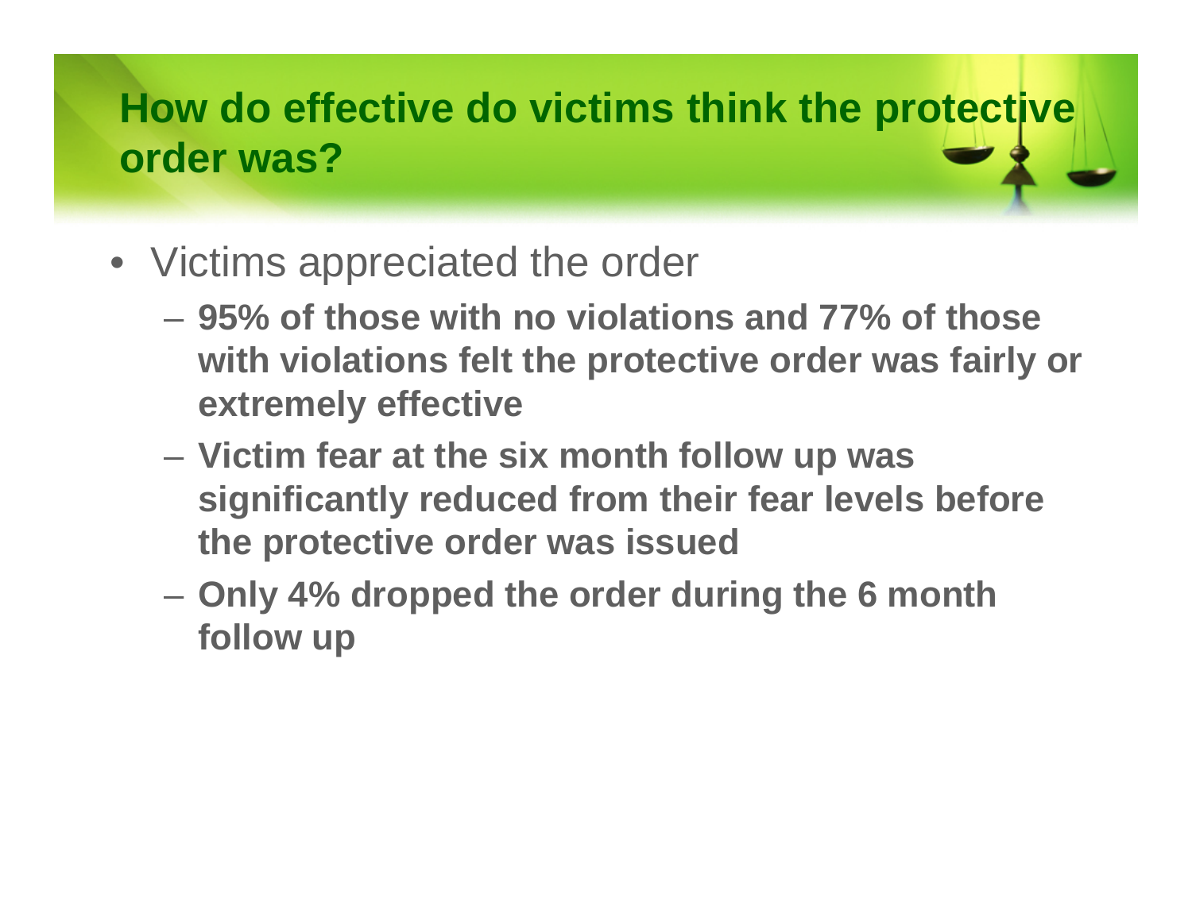# How do effective do victims think the protective order was?

- Victims appreciated the order
  - **95% of those with no violations and 77% of those with violations felt the protective order was fairly or extremely effective**
  - **Victim fear at the six month follow up was significantly reduced from their fear levels before the protective order was issued**
  - **Only 4% dropped the order during the 6 month follow up**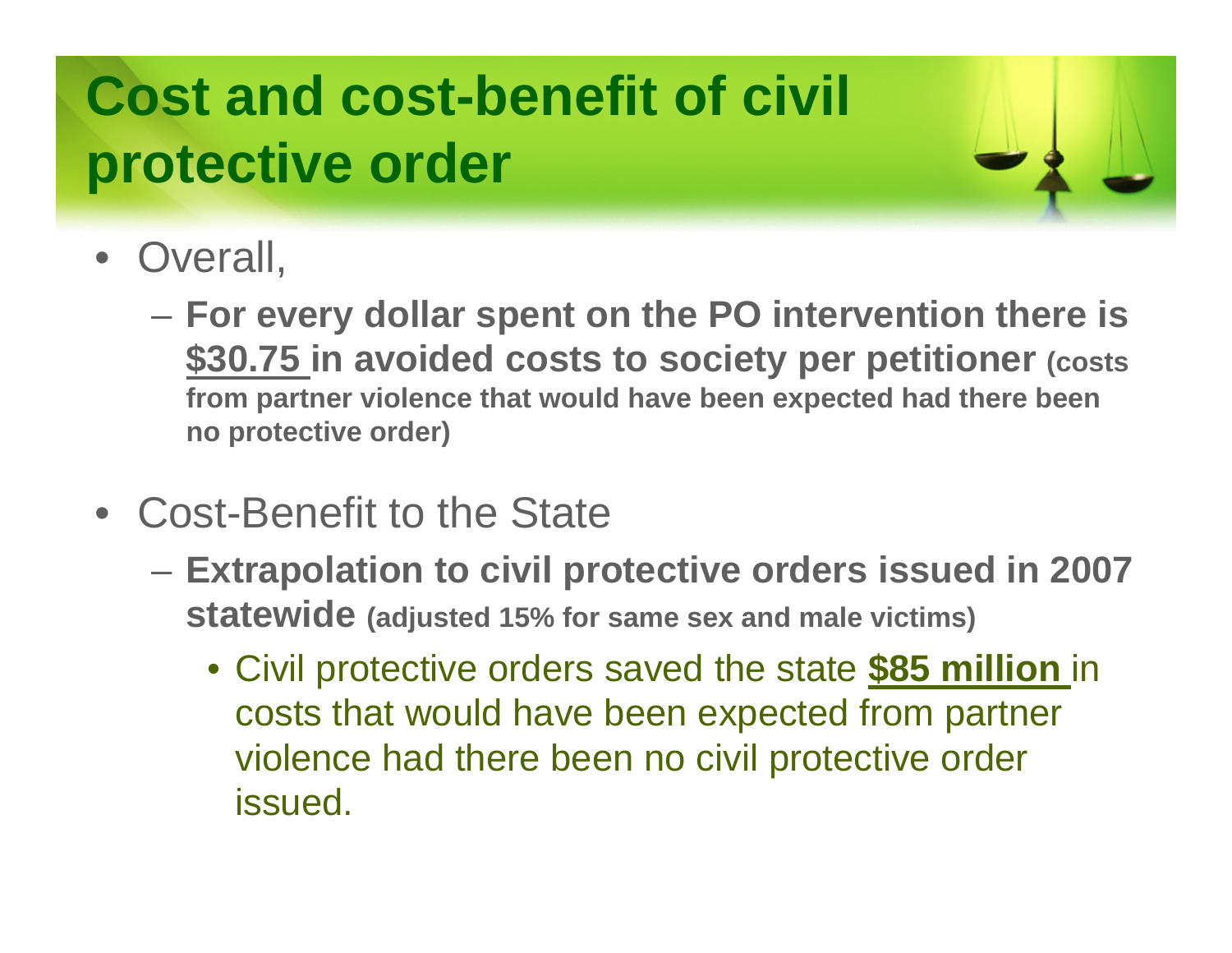# Cost and cost-benefit of civil protective order

- Overall,
  - **For every dollar spent on the PO intervention there is <u>$30.75</u> in avoided costs to society per petitioner (costs from partner violence that would have been expected had there been no protective order)**
- Cost-Benefit to the State
  - **Extrapolation to civil protective orders issued in 2007 statewide (adjusted 15% for same sex and male victims)**
    - Civil protective orders saved the state **<u>$85 million</u>** in costs that would have been expected from partner violence had there been no civil protective order issued.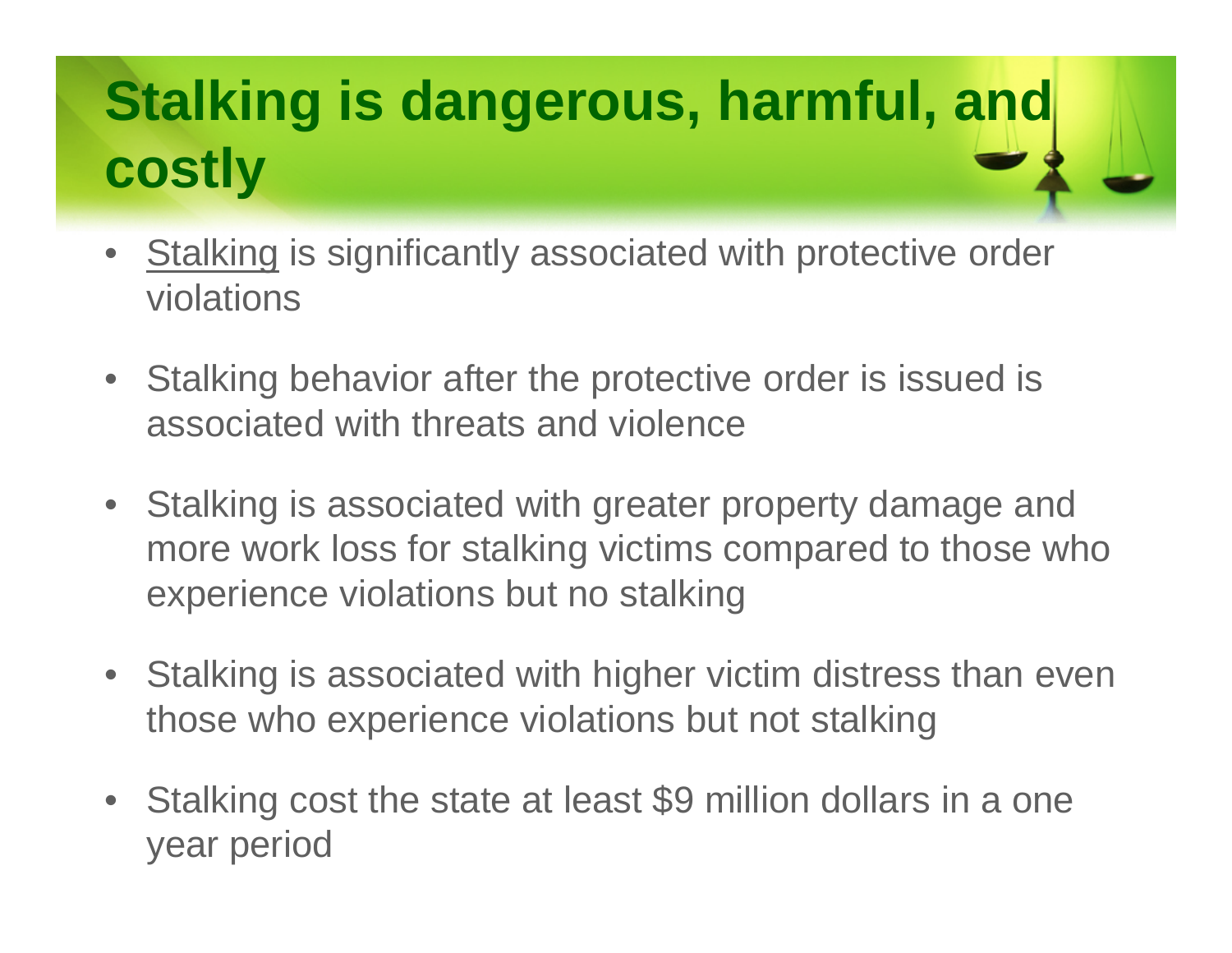# Stalking is dangerous, harmful, and costly

- Stalking is significantly associated with protective order violations
- Stalking behavior after the protective order is issued is associated with threats and violence
- Stalking is associated with greater property damage and more work loss for stalking victims compared to those who experience violations but no stalking
- Stalking is associated with higher victim distress than even those who experience violations but not stalking
- Stalking cost the state at least $9 million dollars in a one year period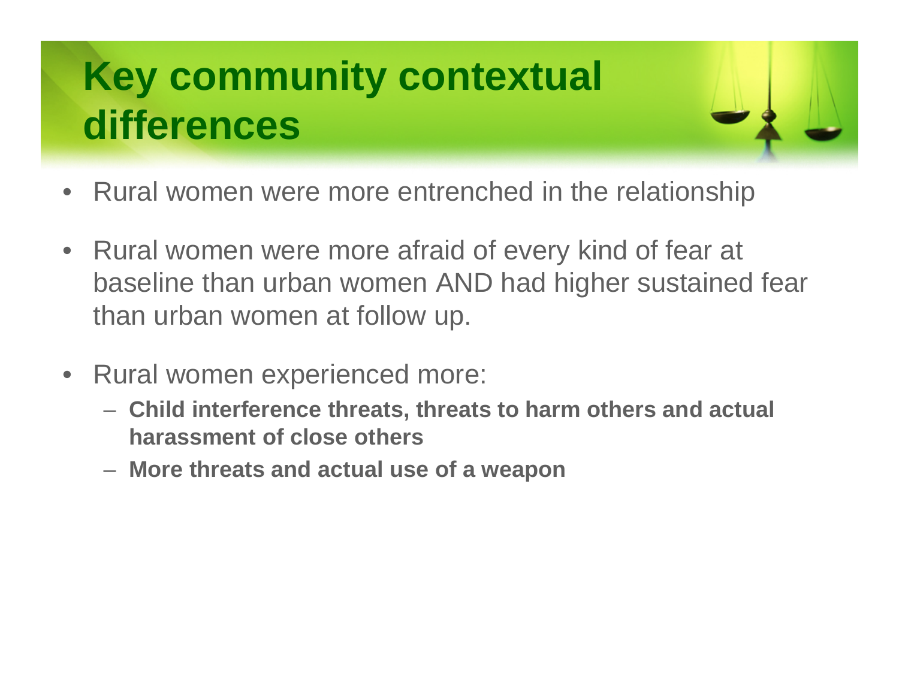# Key community contextual differences

- Rural women were more entrenched in the relationship
- Rural women were more afraid of every kind of fear at baseline than urban women AND had higher sustained fear than urban women at follow up.
- Rural women experienced more:
  - **Child interference threats, threats to harm others and actual harassment of close others**
  - **More threats and actual use of a weapon**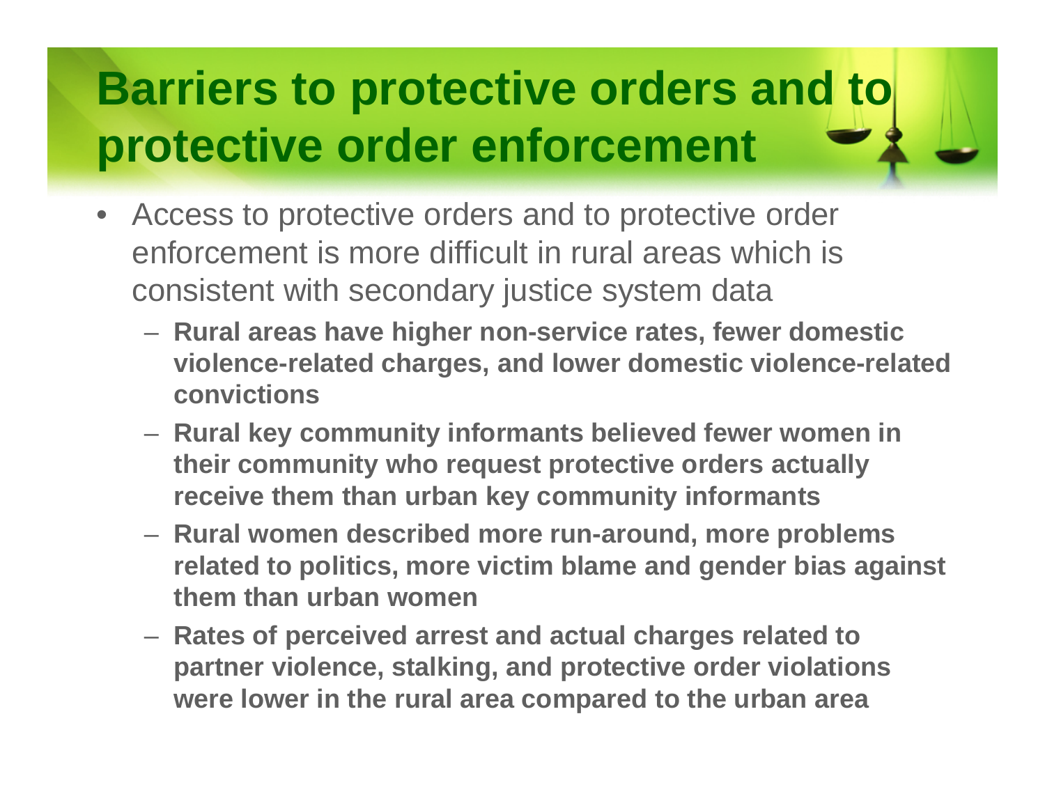# Barriers to protective orders and to protective order enforcement

- Access to protective orders and to protective order enforcement is more difficult in rural areas which is consistent with secondary justice system data
  - **Rural areas have higher non-service rates, fewer domestic violence-related charges, and lower domestic violence-related convictions**
  - **Rural key community informants believed fewer women in their community who request protective orders actually receive them than urban key community informants**
  - **Rural women described more run-around, more problems related to politics, more victim blame and gender bias against them than urban women**
  - **Rates of perceived arrest and actual charges related to partner violence, stalking, and protective order violations were lower in the rural area compared to the urban area**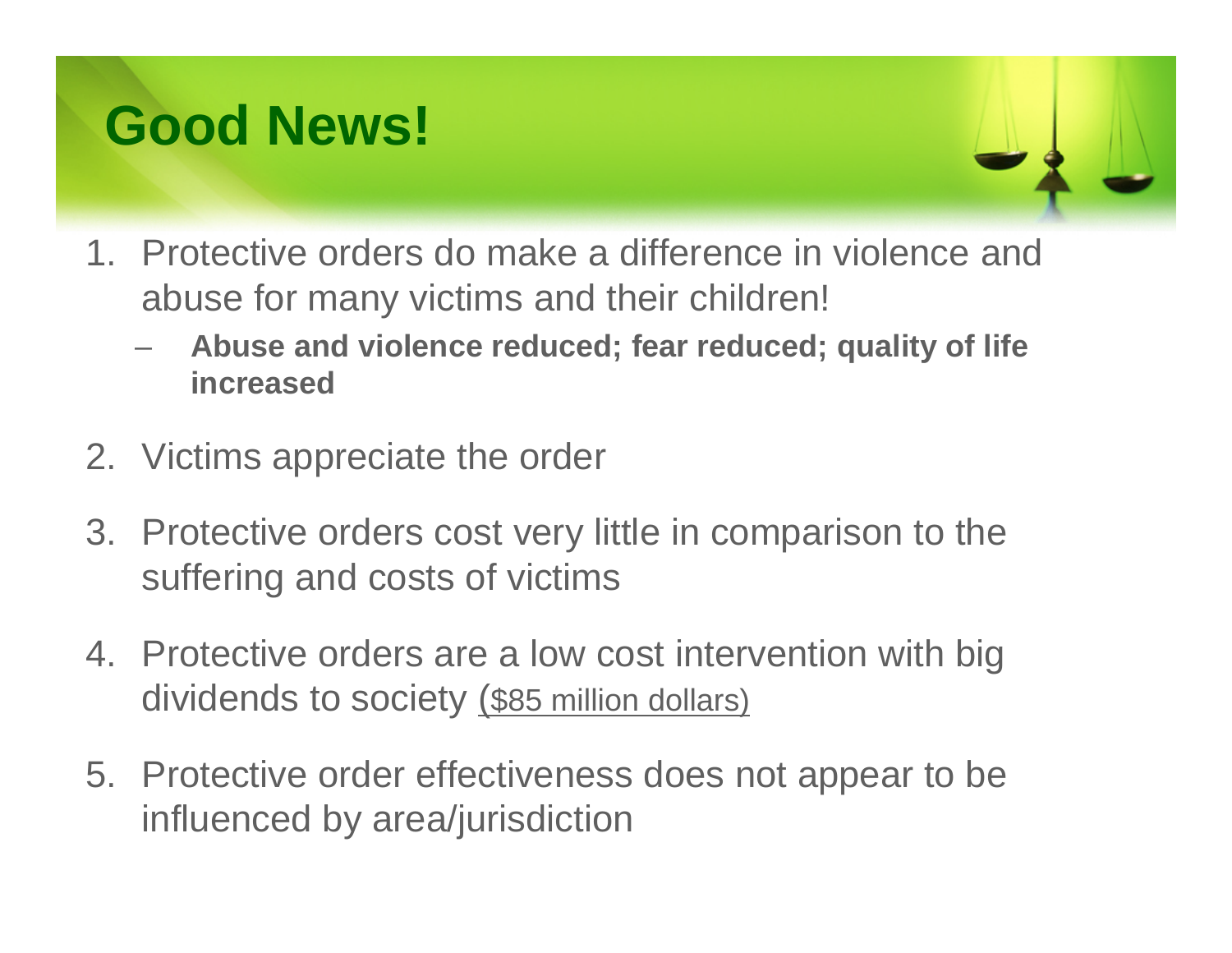# Good News!

1. Protective orders do make a difference in violence and abuse for many victims and their children!
   - **Abuse and violence reduced; fear reduced; quality of life increased**
2. Victims appreciate the order
3. Protective orders cost very little in comparison to the suffering and costs of victims
4. Protective orders are a low cost intervention with big dividends to society (<u>$85 million dollars)</u>
5. Protective order effectiveness does not appear to be influenced by area/jurisdiction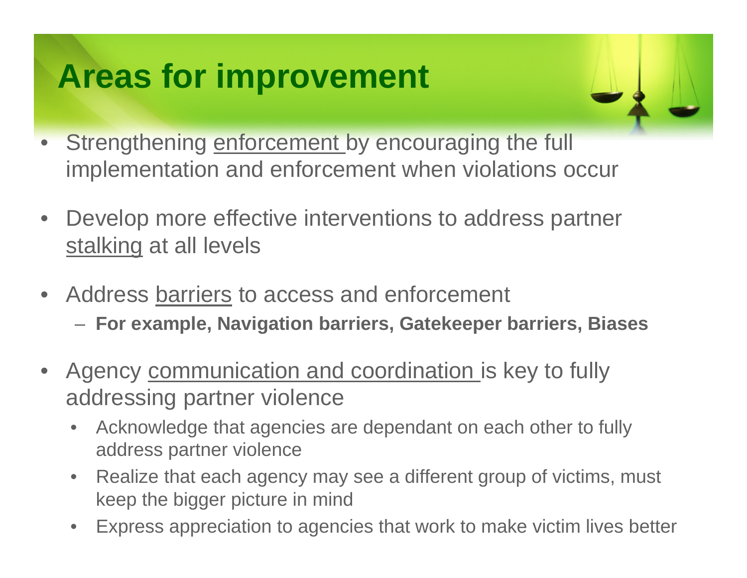# Areas for improvement

- Strengthening enforcement by encouraging the full implementation and enforcement when violations occur

- Develop more effective interventions to address partner stalking at all levels

- Address barriers to access and enforcement
  - **For example, Navigation barriers, Gatekeeper barriers, Biases**

- Agency communication and coordination is key to fully addressing partner violence
  - Acknowledge that agencies are dependant on each other to fully address partner violence
  - Realize that each agency may see a different group of victims, must keep the bigger picture in mind
  - Express appreciation to agencies that work to make victim lives better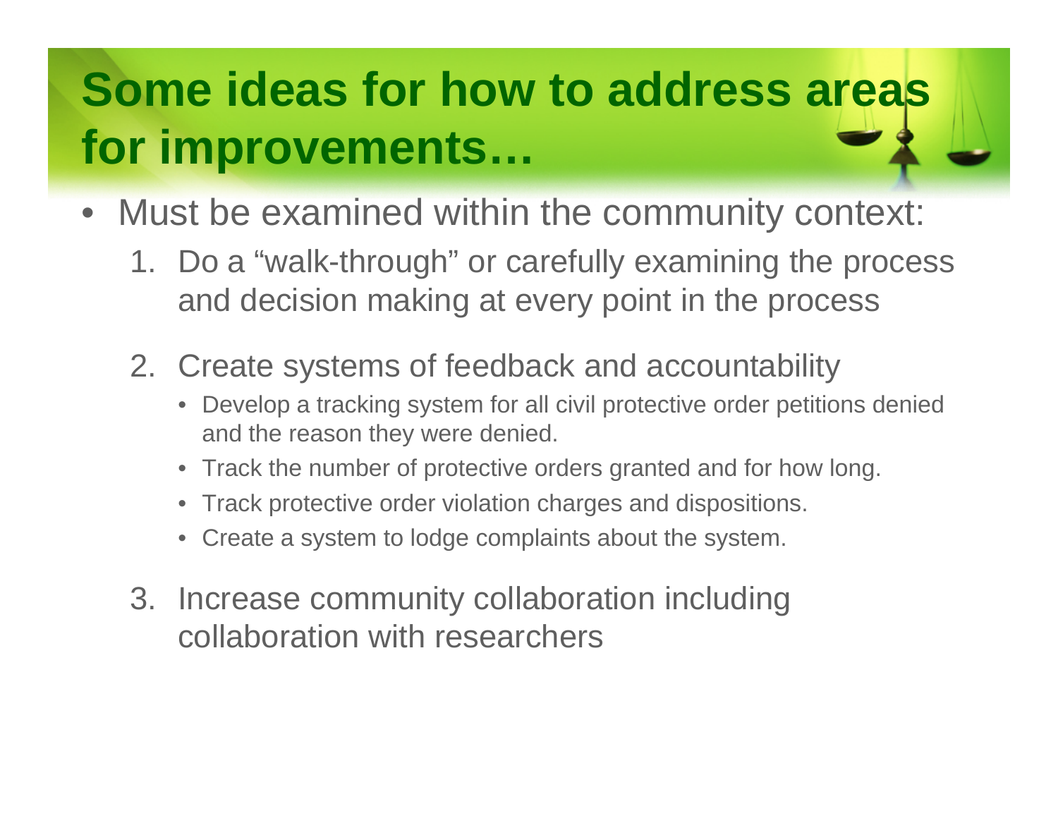# Some ideas for how to address areas for improvements…

- Must be examined within the community context:
  1. Do a “walk-through” or carefully examining the process and decision making at every point in the process
  2. Create systems of feedback and accountability
     - Develop a tracking system for all civil protective order petitions denied and the reason they were denied.
     - Track the number of protective orders granted and for how long.
     - Track protective order violation charges and dispositions.
     - Create a system to lodge complaints about the system.
  3. Increase community collaboration including collaboration with researchers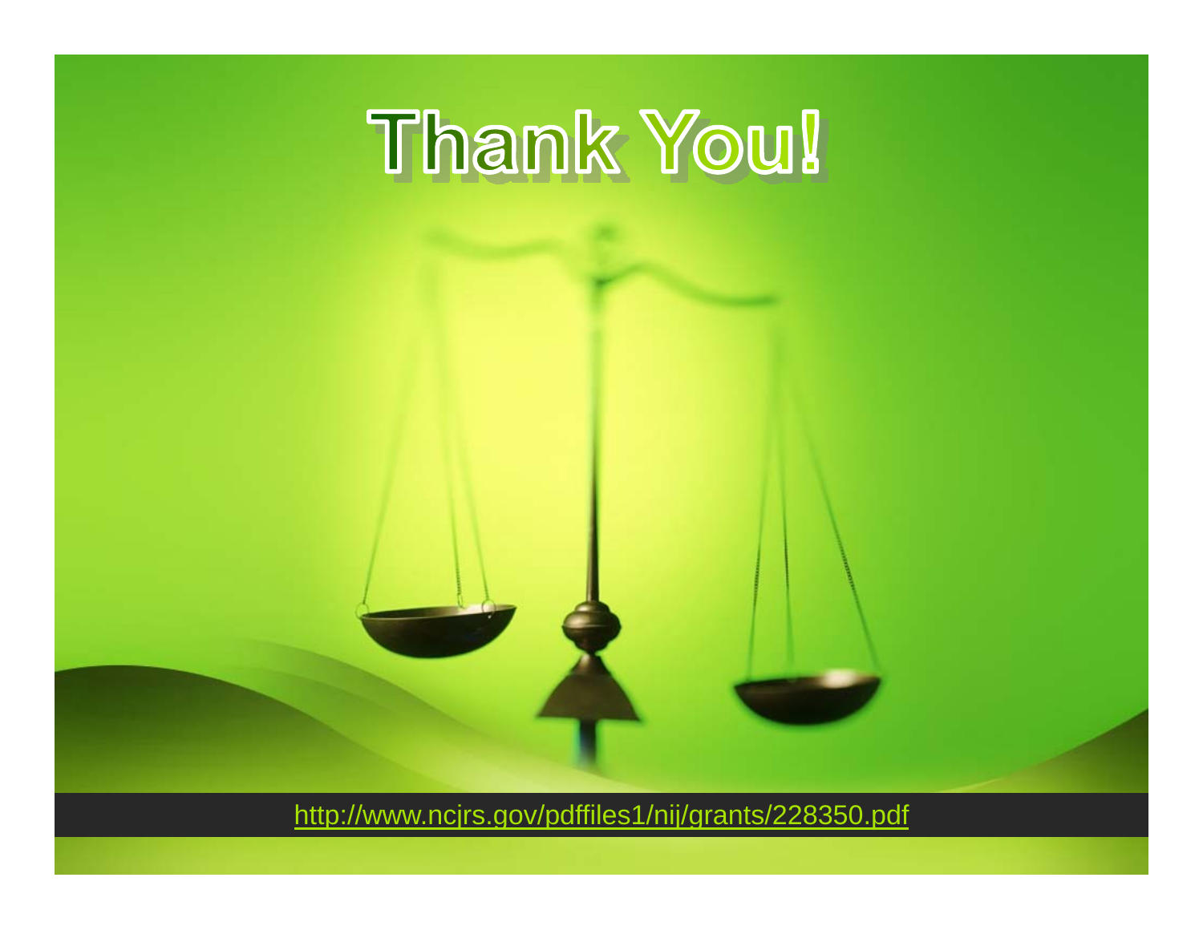# Thank You!

http://www.ncjrs.gov/pdffiles1/nij/grants/228350.pdf